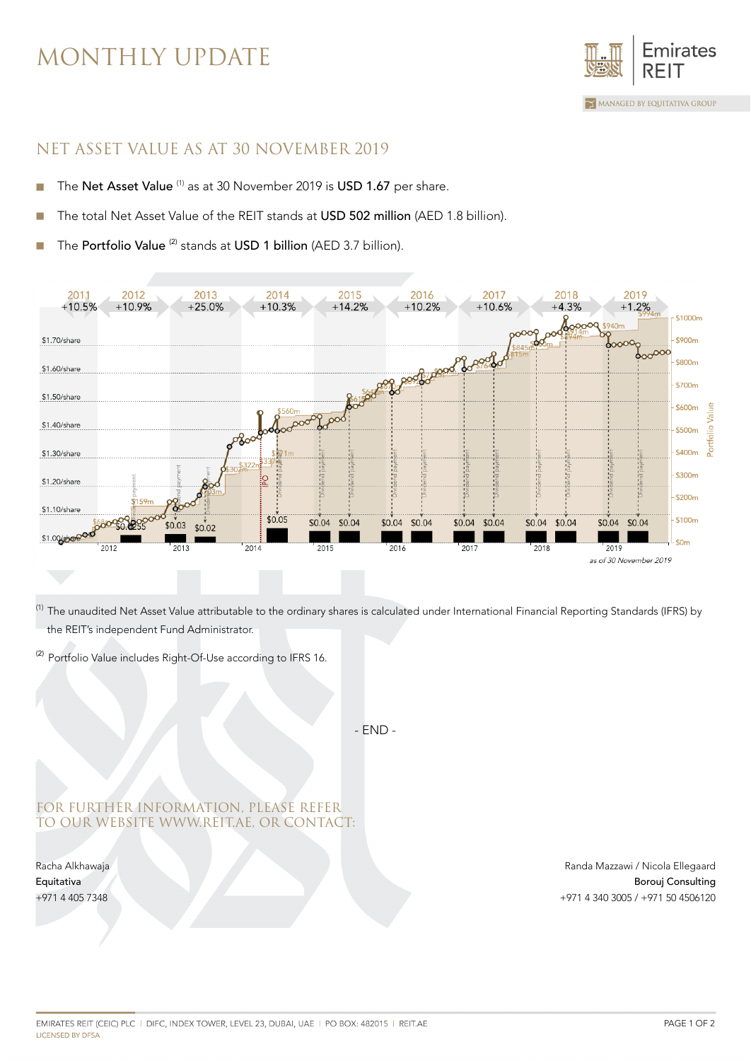# MONTHLY UPDATE

## NET ASSET VALUE AS AT 30 NOVEMBER 2019

- The **Net Asset Value** [1] as at 30 November 2019 is **USD 1.67** per share.
- The total Net Asset Value of the REIT stands at **USD 502 million** (AED 1.8 billion).
- The **Portfolio Value** [2] stands at **USD 1 billion** (AED 3.7 billion).

[1] The unaudited Net Asset Value attributable to the ordinary shares is calculated under International Financial Reporting Standards (IFRS) by the REIT's independent Fund Administrator.

[2] Portfolio Value includes Right-Of-Use according to IFRS 16.

- END -

FOR FURTHER INFORMATION, PLEASE REFER TO OUR WEBSITE WWW.REIT.AE, OR CONTACT:

Racha Alkhawaja
**Equitativa**
+971 4 405 7348

Randa Mazzawi / Nicola Ellegaard
**Borouj Consulting**
+971 4 340 3005 / +971 50 4506120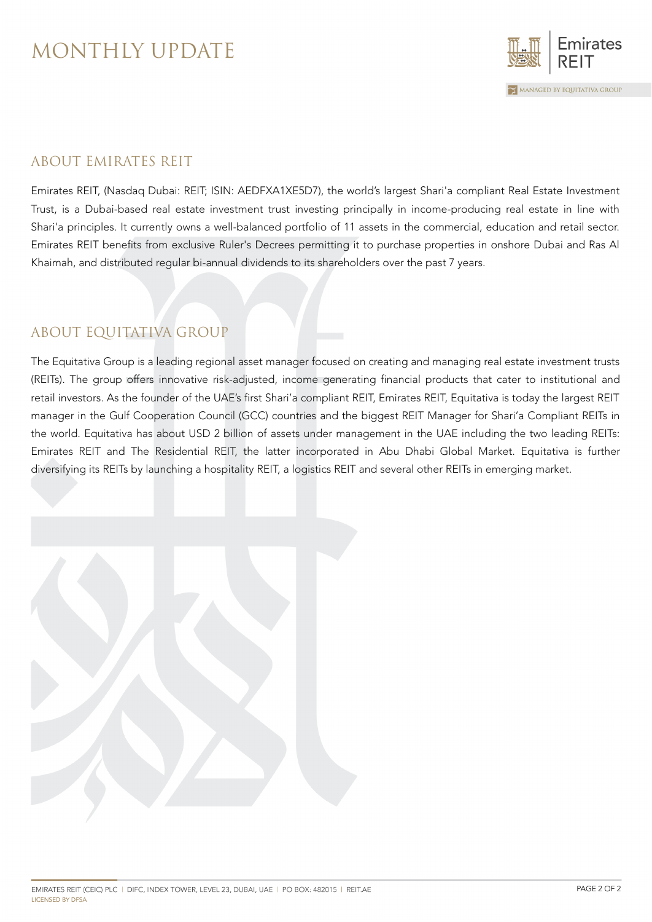## ABOUT EMIRATES REIT

Emirates REIT, (Nasdaq Dubai: REIT; ISIN: AEDFXA1XE5D7), the world's largest Shari'a compliant Real Estate Investment Trust, is a Dubai-based real estate investment trust investing principally in income-producing real estate in line with Shari'a principles. It currently owns a well-balanced portfolio of 11 assets in the commercial, education and retail sector. Emirates REIT benefits from exclusive Ruler's Decrees permitting it to purchase properties in onshore Dubai and Ras Al Khaimah, and distributed regular bi-annual dividends to its shareholders over the past 7 years.

## ABOUT EQUITATIVA GROUP

The Equitativa Group is a leading regional asset manager focused on creating and managing real estate investment trusts (REITs). The group offers innovative risk-adjusted, income generating financial products that cater to institutional and retail investors. As the founder of the UAE's first Shari'a compliant REIT, Emirates REIT, Equitativa is today the largest REIT manager in the Gulf Cooperation Council (GCC) countries and the biggest REIT Manager for Shari'a Compliant REITs in the world. Equitativa has about USD 2 billion of assets under management in the UAE including the two leading REITs: Emirates REIT and The Residential REIT, the latter incorporated in Abu Dhabi Global Market. Equitativa is further diversifying its REITs by launching a hospitality REIT, a logistics REIT and several other REITs in emerging market.